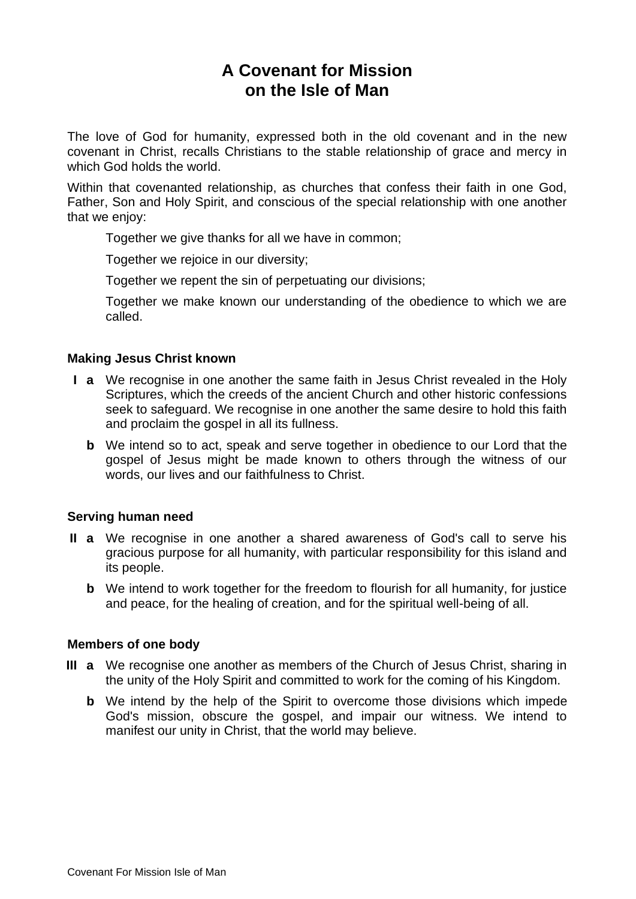# A Covenant for Mission on the Isle of Man

The love of God for humanity, expressed both in the old covenant and in the new covenant in Christ, recalls Christians to the stable relationship of grace and mercy in which God holds the world.

Within that covenanted relationship, as churches that confess their faith in one God, Father, Son and Holy Spirit, and conscious of the special relationship with one another that we enjoy:

> Together we give thanks for all we have in common;
>
> Together we rejoice in our diversity;
>
> Together we repent the sin of perpetuating our divisions;
>
> Together we make known our understanding of the obedience to which we are called.

### Making Jesus Christ known

**I a** We recognise in one another the same faith in Jesus Christ revealed in the Holy Scriptures, which the creeds of the ancient Church and other historic confessions seek to safeguard. We recognise in one another the same desire to hold this faith and proclaim the gospel in all its fullness.

**b** We intend so to act, speak and serve together in obedience to our Lord that the gospel of Jesus might be made known to others through the witness of our words, our lives and our faithfulness to Christ.

### Serving human need

**II a** We recognise in one another a shared awareness of God's call to serve his gracious purpose for all humanity, with particular responsibility for this island and its people.

**b** We intend to work together for the freedom to flourish for all humanity, for justice and peace, for the healing of creation, and for the spiritual well-being of all.

### Members of one body

**III a** We recognise one another as members of the Church of Jesus Christ, sharing in the unity of the Holy Spirit and committed to work for the coming of his Kingdom.

**b** We intend by the help of the Spirit to overcome those divisions which impede God's mission, obscure the gospel, and impair our witness. We intend to manifest our unity in Christ, that the world may believe.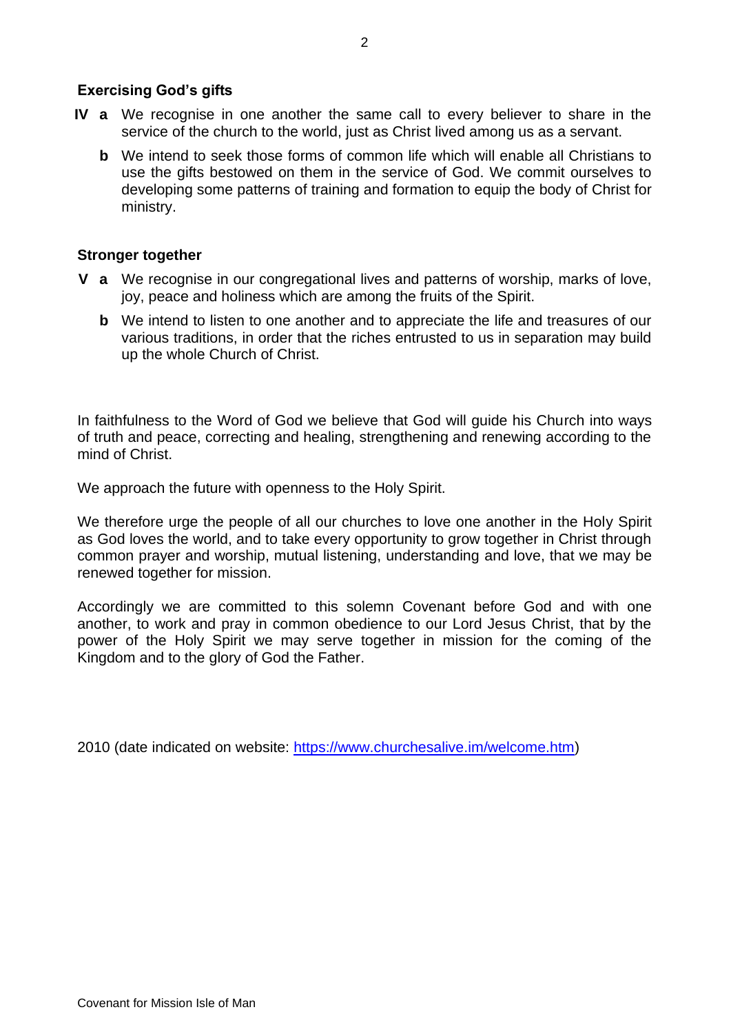### Exercising God's gifts

**IV a** We recognise in one another the same call to every believer to share in the service of the church to the world, just as Christ lived among us as a servant.

**b** We intend to seek those forms of common life which will enable all Christians to use the gifts bestowed on them in the service of God. We commit ourselves to developing some patterns of training and formation to equip the body of Christ for ministry.

### Stronger together

**V a** We recognise in our congregational lives and patterns of worship, marks of love, joy, peace and holiness which are among the fruits of the Spirit.

**b** We intend to listen to one another and to appreciate the life and treasures of our various traditions, in order that the riches entrusted to us in separation may build up the whole Church of Christ.

In faithfulness to the Word of God we believe that God will guide his Church into ways of truth and peace, correcting and healing, strengthening and renewing according to the mind of Christ.

We approach the future with openness to the Holy Spirit.

We therefore urge the people of all our churches to love one another in the Holy Spirit as God loves the world, and to take every opportunity to grow together in Christ through common prayer and worship, mutual listening, understanding and love, that we may be renewed together for mission.

Accordingly we are committed to this solemn Covenant before God and with one another, to work and pray in common obedience to our Lord Jesus Christ, that by the power of the Holy Spirit we may serve together in mission for the coming of the Kingdom and to the glory of God the Father.

2010 (date indicated on website: [https://www.churchesalive.im/welcome.htm](https://www.churchesalive.im/welcome.htm))